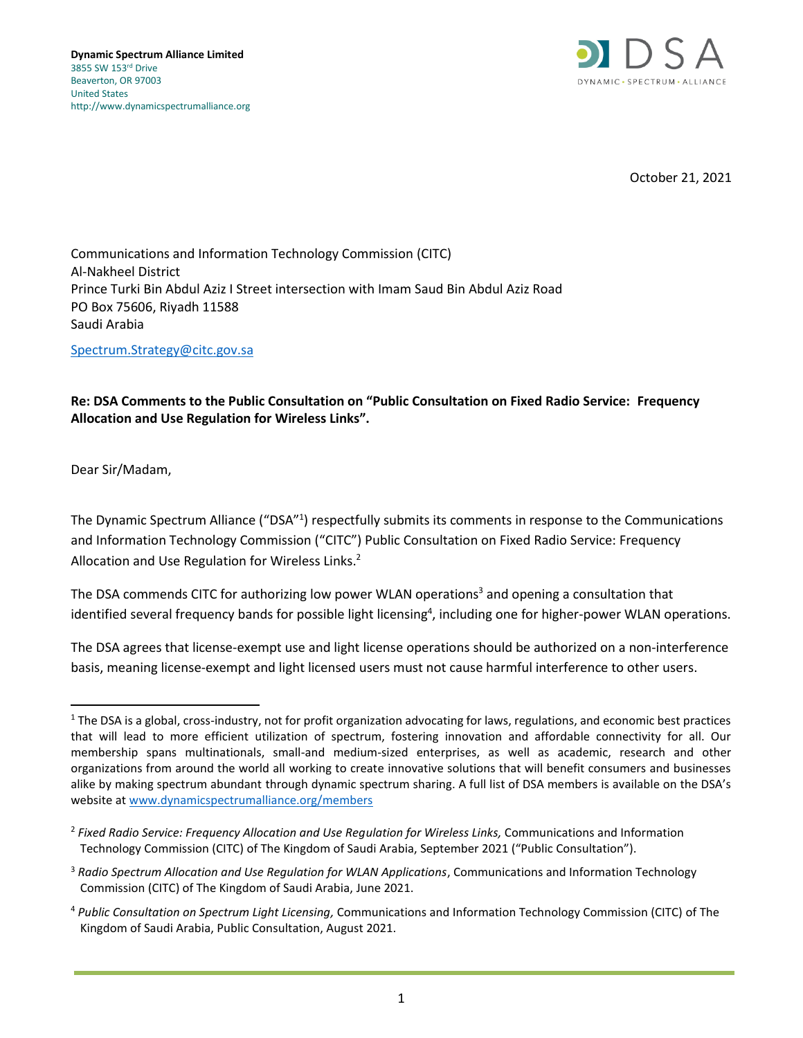**Dynamic Spectrum Alliance Limited**
3855 SW 153rd Drive
Beaverton, OR 97003
United States
http://www.dynamicspectrumalliance.org

October 21, 2021

Communications and Information Technology Commission (CITC)
Al-Nakheel District
Prince Turki Bin Abdul Aziz I Street intersection with Imam Saud Bin Abdul Aziz Road
PO Box 75606, Riyadh 11588
Saudi Arabia

Spectrum.Strategy@citc.gov.sa

**Re: DSA Comments to the Public Consultation on "Public Consultation on Fixed Radio Service: Frequency Allocation and Use Regulation for Wireless Links".**

Dear Sir/Madam,

The Dynamic Spectrum Alliance ("DSA"[1]) respectfully submits its comments in response to the Communications and Information Technology Commission ("CITC") Public Consultation on Fixed Radio Service: Frequency Allocation and Use Regulation for Wireless Links.[2]

The DSA commends CITC for authorizing low power WLAN operations[3] and opening a consultation that identified several frequency bands for possible light licensing[4], including one for higher-power WLAN operations.

The DSA agrees that license-exempt use and light license operations should be authorized on a non-interference basis, meaning license-exempt and light licensed users must not cause harmful interference to other users.

---

[1] The DSA is a global, cross-industry, not for profit organization advocating for laws, regulations, and economic best practices that will lead to more efficient utilization of spectrum, fostering innovation and affordable connectivity for all. Our membership spans multinationals, small-and medium-sized enterprises, as well as academic, research and other organizations from around the world all working to create innovative solutions that will benefit consumers and businesses alike by making spectrum abundant through dynamic spectrum sharing. A full list of DSA members is available on the DSA's website at www.dynamicspectrumalliance.org/members

[2] *Fixed Radio Service: Frequency Allocation and Use Regulation for Wireless Links,* Communications and Information Technology Commission (CITC) of The Kingdom of Saudi Arabia, September 2021 ("Public Consultation").

[3] *Radio Spectrum Allocation and Use Regulation for WLAN Applications*, Communications and Information Technology Commission (CITC) of The Kingdom of Saudi Arabia, June 2021.

[4] *Public Consultation on Spectrum Light Licensing,* Communications and Information Technology Commission (CITC) of The Kingdom of Saudi Arabia, Public Consultation, August 2021.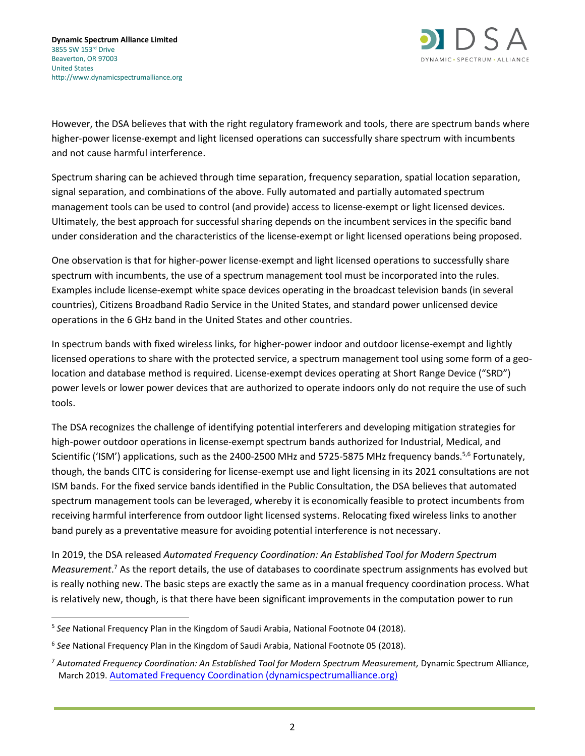However, the DSA believes that with the right regulatory framework and tools, there are spectrum bands where higher-power license-exempt and light licensed operations can successfully share spectrum with incumbents and not cause harmful interference.

Spectrum sharing can be achieved through time separation, frequency separation, spatial location separation, signal separation, and combinations of the above. Fully automated and partially automated spectrum management tools can be used to control (and provide) access to license-exempt or light licensed devices. Ultimately, the best approach for successful sharing depends on the incumbent services in the specific band under consideration and the characteristics of the license-exempt or light licensed operations being proposed.

One observation is that for higher-power license-exempt and light licensed operations to successfully share spectrum with incumbents, the use of a spectrum management tool must be incorporated into the rules. Examples include license-exempt white space devices operating in the broadcast television bands (in several countries), Citizens Broadband Radio Service in the United States, and standard power unlicensed device operations in the 6 GHz band in the United States and other countries.

In spectrum bands with fixed wireless links, for higher-power indoor and outdoor license-exempt and lightly licensed operations to share with the protected service, a spectrum management tool using some form of a geo-location and database method is required. License-exempt devices operating at Short Range Device ("SRD") power levels or lower power devices that are authorized to operate indoors only do not require the use of such tools.

The DSA recognizes the challenge of identifying potential interferers and developing mitigation strategies for high-power outdoor operations in license-exempt spectrum bands authorized for Industrial, Medical, and Scientific ('ISM') applications, such as the 2400-2500 MHz and 5725-5875 MHz frequency bands.[5,6] Fortunately, though, the bands CITC is considering for license-exempt use and light licensing in its 2021 consultations are not ISM bands. For the fixed service bands identified in the Public Consultation, the DSA believes that automated spectrum management tools can be leveraged, whereby it is economically feasible to protect incumbents from receiving harmful interference from outdoor light licensed systems. Relocating fixed wireless links to another band purely as a preventative measure for avoiding potential interference is not necessary.

In 2019, the DSA released *Automated Frequency Coordination: An Established Tool for Modern Spectrum Measurement*.[7] As the report details, the use of databases to coordinate spectrum assignments has evolved but is really nothing new. The basic steps are exactly the same as in a manual frequency coordination process. What is relatively new, though, is that there have been significant improvements in the computation power to run

---

[5] *See* National Frequency Plan in the Kingdom of Saudi Arabia, National Footnote 04 (2018).

[6] *See* National Frequency Plan in the Kingdom of Saudi Arabia, National Footnote 05 (2018).

[7] *Automated Frequency Coordination: An Established Tool for Modern Spectrum Measurement,* Dynamic Spectrum Alliance, March 2019. [Automated Frequency Coordination (dynamicspectrumalliance.org)]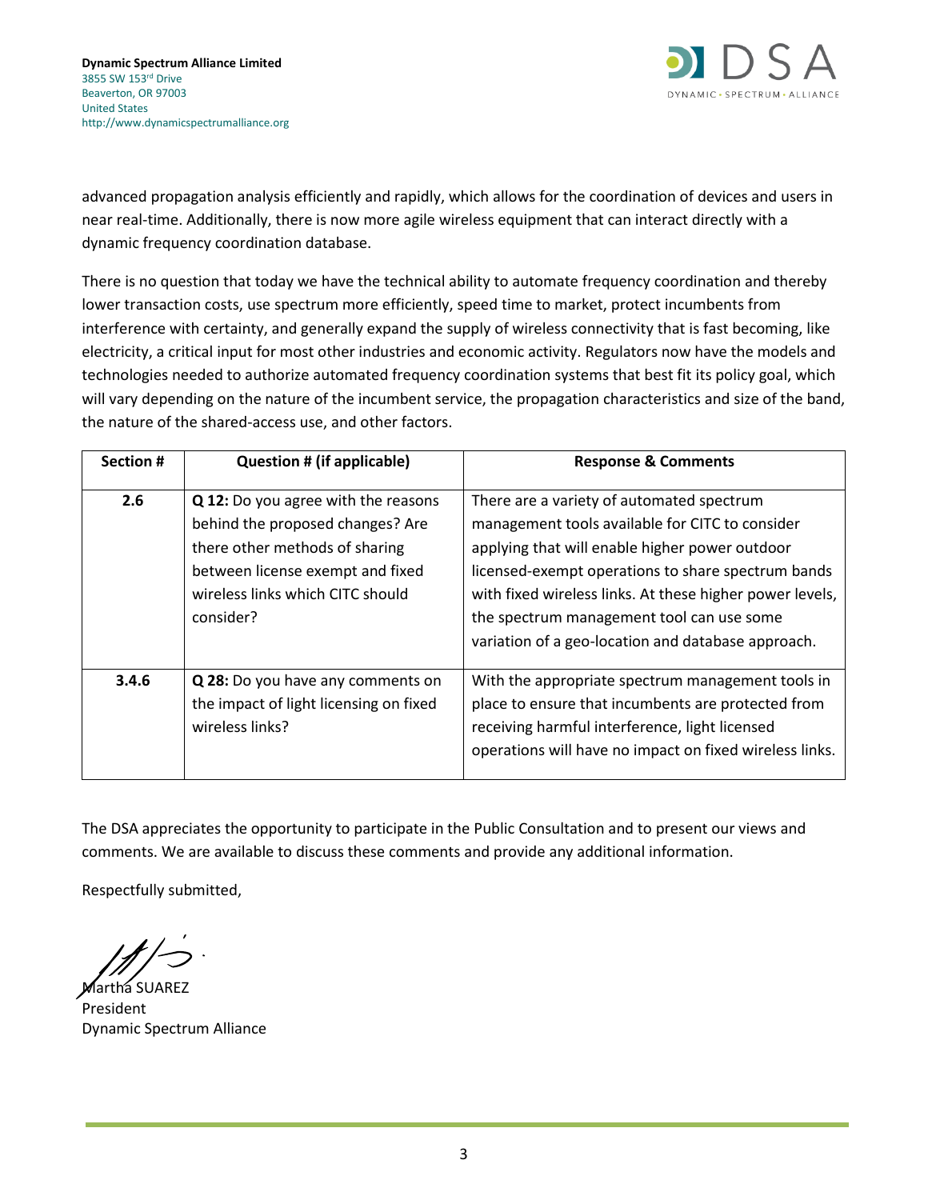advanced propagation analysis efficiently and rapidly, which allows for the coordination of devices and users in near real-time. Additionally, there is now more agile wireless equipment that can interact directly with a dynamic frequency coordination database.

There is no question that today we have the technical ability to automate frequency coordination and thereby lower transaction costs, use spectrum more efficiently, speed time to market, protect incumbents from interference with certainty, and generally expand the supply of wireless connectivity that is fast becoming, like electricity, a critical input for most other industries and economic activity. Regulators now have the models and technologies needed to authorize automated frequency coordination systems that best fit its policy goal, which will vary depending on the nature of the incumbent service, the propagation characteristics and size of the band, the nature of the shared-access use, and other factors.

| Section # | Question # (if applicable) | Response & Comments |
|---|---|---|
| 2.6 | **Q 12:** Do you agree with the reasons behind the proposed changes? Are there other methods of sharing between license exempt and fixed wireless links which CITC should consider? | There are a variety of automated spectrum management tools available for CITC to consider applying that will enable higher power outdoor licensed-exempt operations to share spectrum bands with fixed wireless links. At these higher power levels, the spectrum management tool can use some variation of a geo-location and database approach. |
| 3.4.6 | **Q 28:** Do you have any comments on the impact of light licensing on fixed wireless links? | With the appropriate spectrum management tools in place to ensure that incumbents are protected from receiving harmful interference, light licensed operations will have no impact on fixed wireless links. |

The DSA appreciates the opportunity to participate in the Public Consultation and to present our views and comments. We are available to discuss these comments and provide any additional information.

Respectfully submitted,

Martha SUAREZ
President
Dynamic Spectrum Alliance